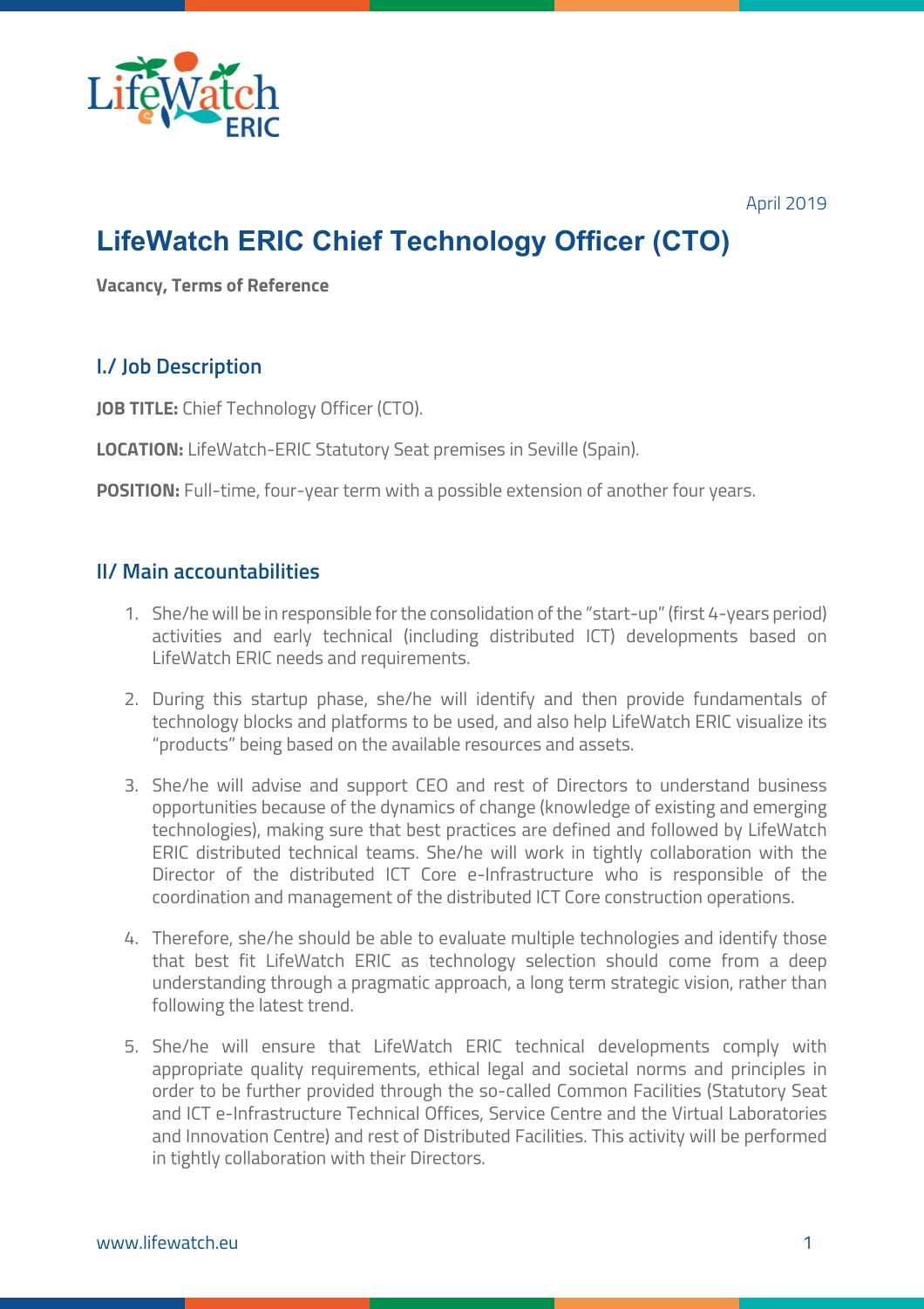April 2019

# LifeWatch ERIC Chief Technology Officer (CTO)

**Vacancy, Terms of Reference**

## I./ Job Description

**JOB TITLE:** Chief Technology Officer (CTO).

**LOCATION:** LifeWatch-ERIC Statutory Seat premises in Seville (Spain).

**POSITION:** Full-time, four-year term with a possible extension of another four years.

## II/ Main accountabilities

1. She/he will be in responsible for the consolidation of the "start-up" (first 4-years period) activities and early technical (including distributed ICT) developments based on LifeWatch ERIC needs and requirements.

2. During this startup phase, she/he will identify and then provide fundamentals of technology blocks and platforms to be used, and also help LifeWatch ERIC visualize its "products" being based on the available resources and assets.

3. She/he will advise and support CEO and rest of Directors to understand business opportunities because of the dynamics of change (knowledge of existing and emerging technologies), making sure that best practices are defined and followed by LifeWatch ERIC distributed technical teams. She/he will work in tightly collaboration with the Director of the distributed ICT Core e-Infrastructure who is responsible of the coordination and management of the distributed ICT Core construction operations.

4. Therefore, she/he should be able to evaluate multiple technologies and identify those that best fit LifeWatch ERIC as technology selection should come from a deep understanding through a pragmatic approach, a long term strategic vision, rather than following the latest trend.

5. She/he will ensure that LifeWatch ERIC technical developments comply with appropriate quality requirements, ethical legal and societal norms and principles in order to be further provided through the so-called Common Facilities (Statutory Seat and ICT e-Infrastructure Technical Offices, Service Centre and the Virtual Laboratories and Innovation Centre) and rest of Distributed Facilities. This activity will be performed in tightly collaboration with their Directors.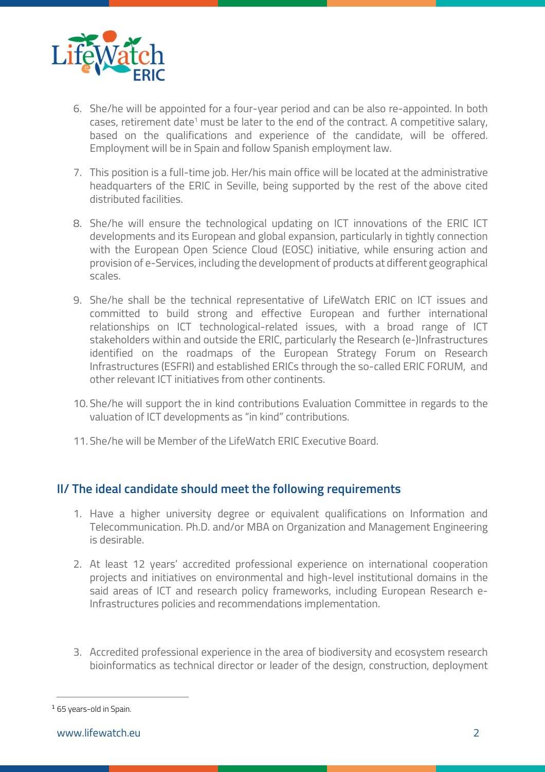6. She/he will be appointed for a four-year period and can be also re-appointed. In both cases, retirement date[1] must be later to the end of the contract. A competitive salary, based on the qualifications and experience of the candidate, will be offered. Employment will be in Spain and follow Spanish employment law.

7. This position is a full-time job. Her/his main office will be located at the administrative headquarters of the ERIC in Seville, being supported by the rest of the above cited distributed facilities.

8. She/he will ensure the technological updating on ICT innovations of the ERIC ICT developments and its European and global expansion, particularly in tightly connection with the European Open Science Cloud (EOSC) initiative, while ensuring action and provision of e-Services, including the development of products at different geographical scales.

9. She/he shall be the technical representative of LifeWatch ERIC on ICT issues and committed to build strong and effective European and further international relationships on ICT technological-related issues, with a broad range of ICT stakeholders within and outside the ERIC, particularly the Research (e-)Infrastructures identified on the roadmaps of the European Strategy Forum on Research Infrastructures (ESFRI) and established ERICs through the so-called ERIC FORUM, and other relevant ICT initiatives from other continents.

10. She/he will support the in kind contributions Evaluation Committee in regards to the valuation of ICT developments as "in kind" contributions.

11. She/he will be Member of the LifeWatch ERIC Executive Board.

## II/ The ideal candidate should meet the following requirements

1. Have a higher university degree or equivalent qualifications on Information and Telecommunication. Ph.D. and/or MBA on Organization and Management Engineering is desirable.

2. At least 12 years' accredited professional experience on international cooperation projects and initiatives on environmental and high-level institutional domains in the said areas of ICT and research policy frameworks, including European Research e-Infrastructures policies and recommendations implementation.

3. Accredited professional experience in the area of biodiversity and ecosystem research bioinformatics as technical director or leader of the design, construction, deployment

[1] 65 years-old in Spain.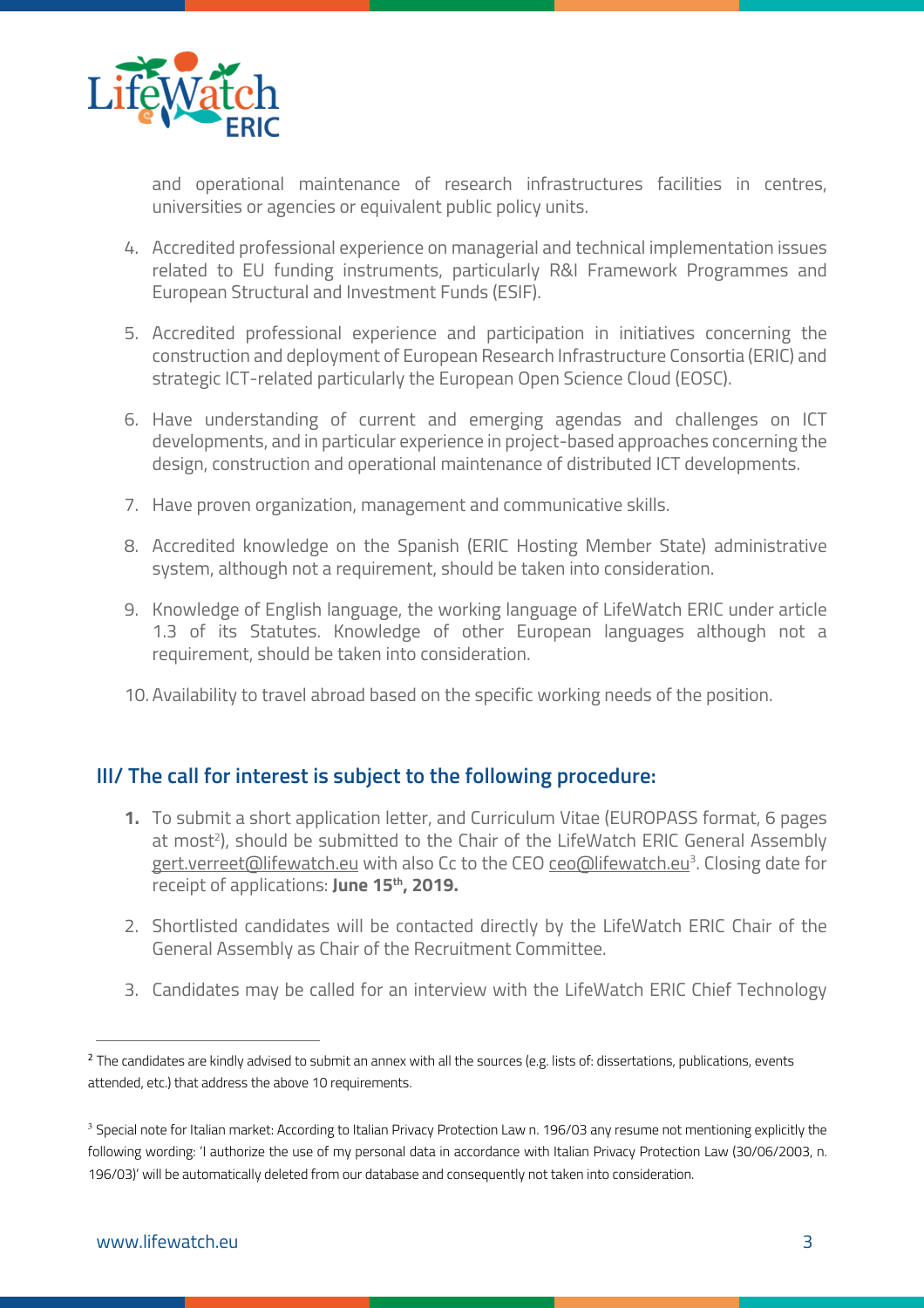and operational maintenance of research infrastructures facilities in centres, universities or agencies or equivalent public policy units.

4. Accredited professional experience on managerial and technical implementation issues related to EU funding instruments, particularly R&I Framework Programmes and European Structural and Investment Funds (ESIF).

5. Accredited professional experience and participation in initiatives concerning the construction and deployment of European Research Infrastructure Consortia (ERIC) and strategic ICT-related particularly the European Open Science Cloud (EOSC).

6. Have understanding of current and emerging agendas and challenges on ICT developments, and in particular experience in project-based approaches concerning the design, construction and operational maintenance of distributed ICT developments.

7. Have proven organization, management and communicative skills.

8. Accredited knowledge on the Spanish (ERIC Hosting Member State) administrative system, although not a requirement, should be taken into consideration.

9. Knowledge of English language, the working language of LifeWatch ERIC under article 1.3 of its Statutes. Knowledge of other European languages although not a requirement, should be taken into consideration.

10. Availability to travel abroad based on the specific working needs of the position.

## III/ The call for interest is subject to the following procedure:

1. To submit a short application letter, and Curriculum Vitae (EUROPASS format, 6 pages at most[2]), should be submitted to the Chair of the LifeWatch ERIC General Assembly gert.verreet@lifewatch.eu with also Cc to the CEO ceo@lifewatch.eu[3]. Closing date for receipt of applications: **June 15th, 2019.**

2. Shortlisted candidates will be contacted directly by the LifeWatch ERIC Chair of the General Assembly as Chair of the Recruitment Committee.

3. Candidates may be called for an interview with the LifeWatch ERIC Chief Technology

---

[2] The candidates are kindly advised to submit an annex with all the sources (e.g. lists of: dissertations, publications, events attended, etc.) that address the above 10 requirements.

[3] Special note for Italian market: According to Italian Privacy Protection Law n. 196/03 any resume not mentioning explicitly the following wording: 'I authorize the use of my personal data in accordance with Italian Privacy Protection Law (30/06/2003, n. 196/03)' will be automatically deleted from our database and consequently not taken into consideration.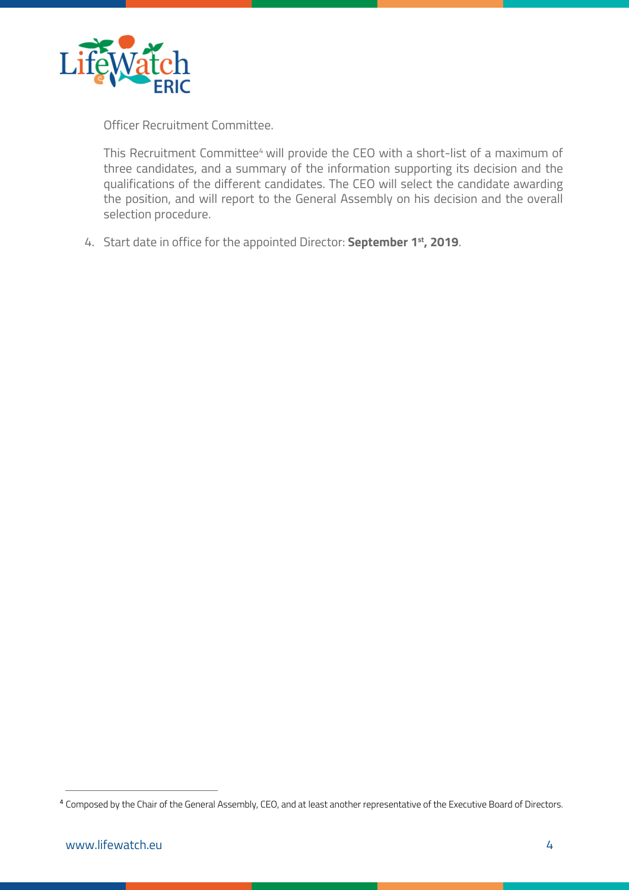Officer Recruitment Committee.

This Recruitment Committee[4] will provide the CEO with a short-list of a maximum of three candidates, and a summary of the information supporting its decision and the qualifications of the different candidates. The CEO will select the candidate awarding the position, and will report to the General Assembly on his decision and the overall selection procedure.

4. Start date in office for the appointed Director: **September 1st, 2019**.

[4] Composed by the Chair of the General Assembly, CEO, and at least another representative of the Executive Board of Directors.